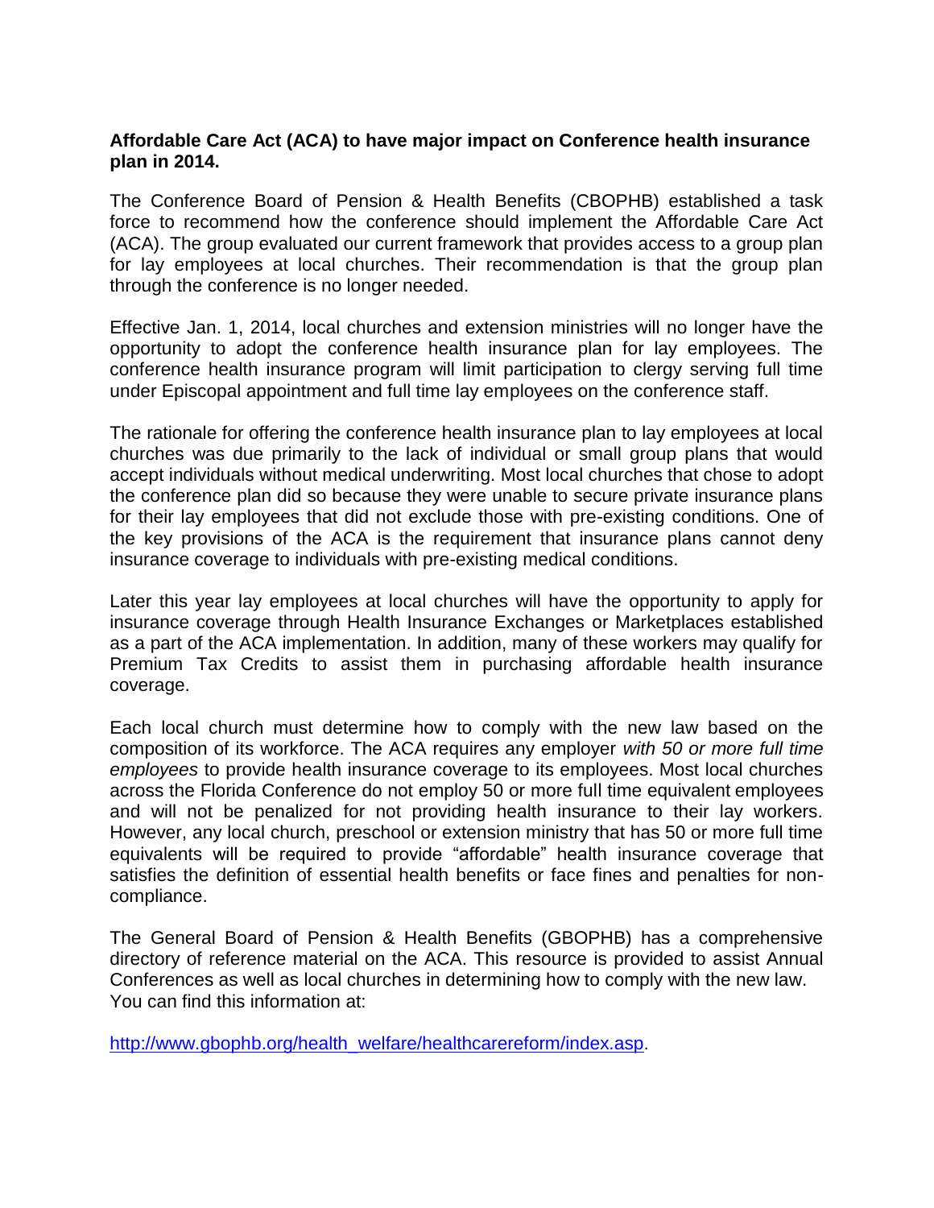**Affordable Care Act (ACA) to have major impact on Conference health insurance plan in 2014.**

The Conference Board of Pension & Health Benefits (CBOPHB) established a task force to recommend how the conference should implement the Affordable Care Act (ACA). The group evaluated our current framework that provides access to a group plan for lay employees at local churches. Their recommendation is that the group plan through the conference is no longer needed.

Effective Jan. 1, 2014, local churches and extension ministries will no longer have the opportunity to adopt the conference health insurance plan for lay employees. The conference health insurance program will limit participation to clergy serving full time under Episcopal appointment and full time lay employees on the conference staff.

The rationale for offering the conference health insurance plan to lay employees at local churches was due primarily to the lack of individual or small group plans that would accept individuals without medical underwriting. Most local churches that chose to adopt the conference plan did so because they were unable to secure private insurance plans for their lay employees that did not exclude those with pre-existing conditions. One of the key provisions of the ACA is the requirement that insurance plans cannot deny insurance coverage to individuals with pre-existing medical conditions.

Later this year lay employees at local churches will have the opportunity to apply for insurance coverage through Health Insurance Exchanges or Marketplaces established as a part of the ACA implementation. In addition, many of these workers may qualify for Premium Tax Credits to assist them in purchasing affordable health insurance coverage.

Each local church must determine how to comply with the new law based on the composition of its workforce. The ACA requires any employer *with 50 or more full time employees* to provide health insurance coverage to its employees. Most local churches across the Florida Conference do not employ 50 or more full time equivalent employees and will not be penalized for not providing health insurance to their lay workers. However, any local church, preschool or extension ministry that has 50 or more full time equivalents will be required to provide "affordable" health insurance coverage that satisfies the definition of essential health benefits or face fines and penalties for non-compliance.

The General Board of Pension & Health Benefits (GBOPHB) has a comprehensive directory of reference material on the ACA. This resource is provided to assist Annual Conferences as well as local churches in determining how to comply with the new law. You can find this information at:

http://www.gbophb.org/health_welfare/healthcarereform/index.asp.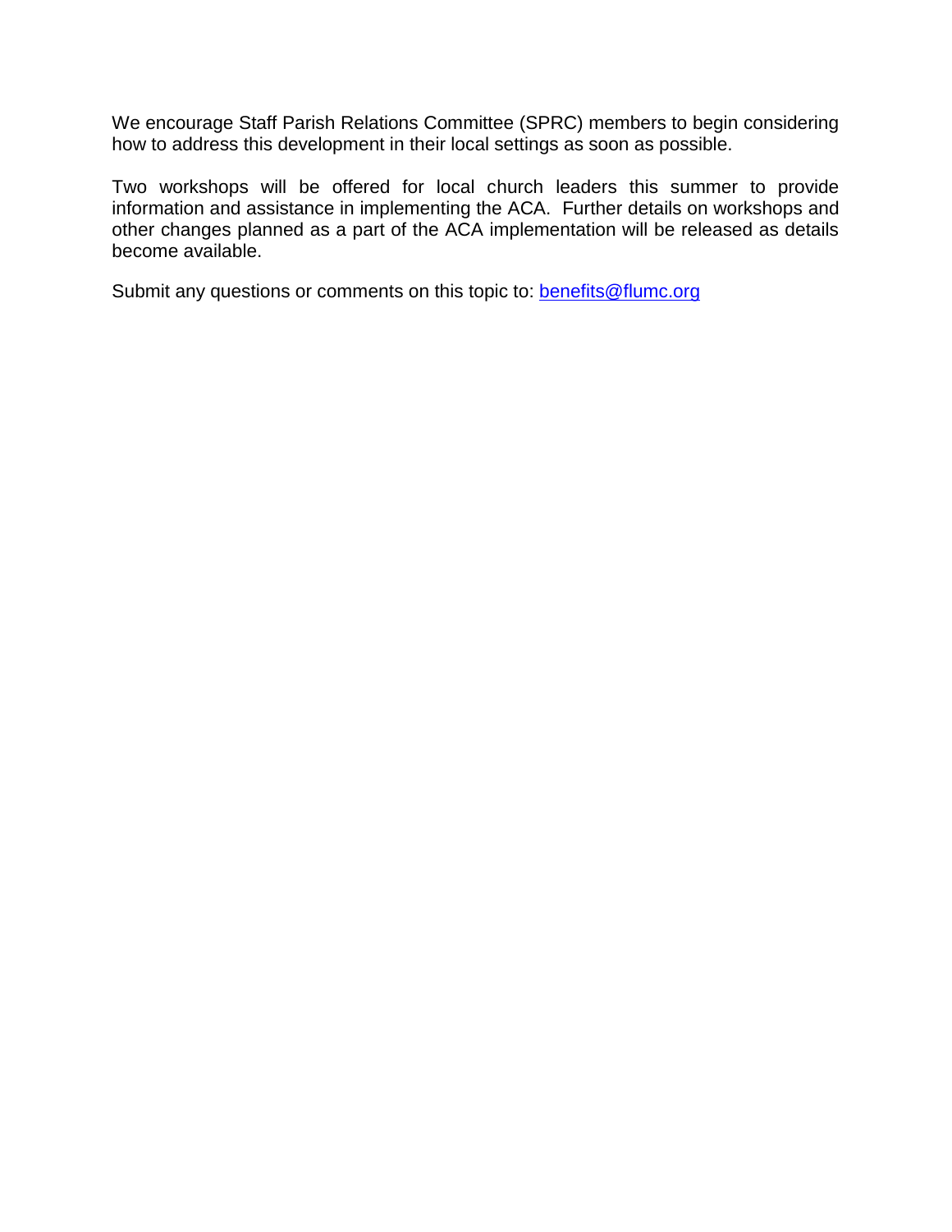We encourage Staff Parish Relations Committee (SPRC) members to begin considering how to address this development in their local settings as soon as possible.

Two workshops will be offered for local church leaders this summer to provide information and assistance in implementing the ACA. Further details on workshops and other changes planned as a part of the ACA implementation will be released as details become available.

Submit any questions or comments on this topic to: [benefits@flumc.org](mailto:benefits@flumc.org)